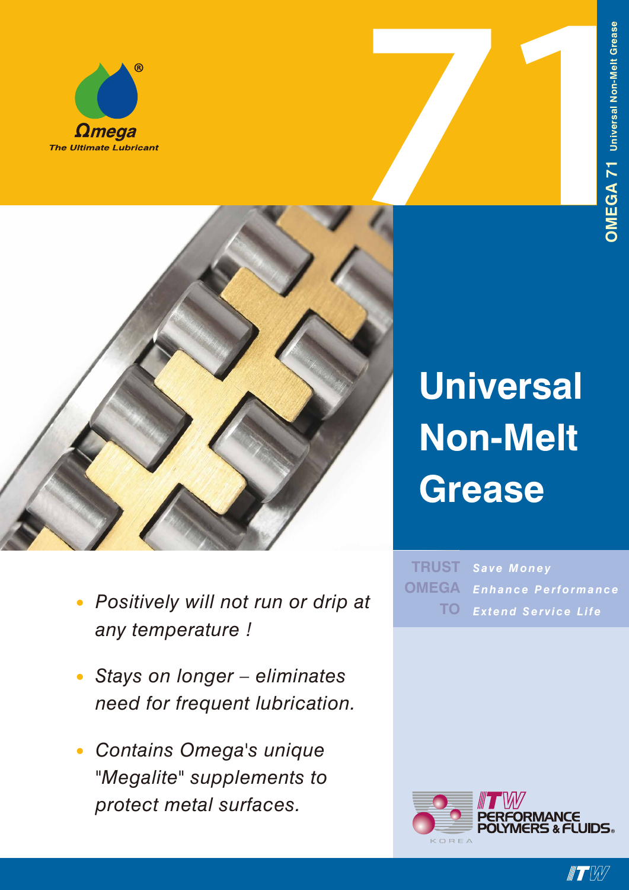Ωmega

*The Ultimate Lubricant*

71

OMEGA 71 Universal Non-Melt Grease

# Universal Non-Melt Grease

- *Positively will not run or drip at any temperature !*
- *Stays on longer – eliminates need for frequent lubrication.*
- *Contains Omega's unique "Megalite" supplements to protect metal surfaces.*

**TRUST OMEGA TO**

***Save Money***

***Enhance Performance***

***Extend Service Life***

ITW PERFORMANCE POLYMERS & FLUIDS

KOREA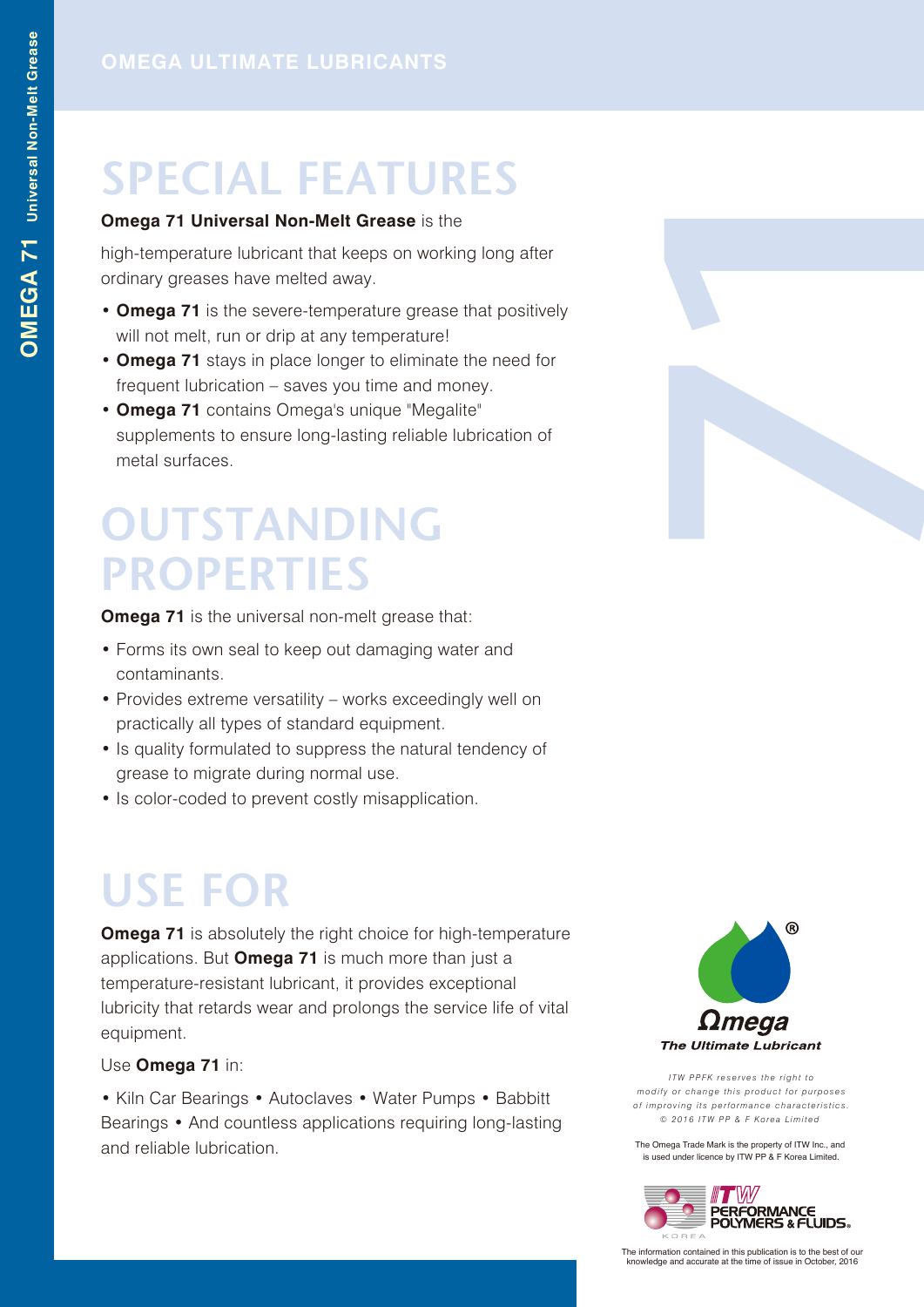# SPECIAL FEATURES

**Omega 71 Universal Non-Melt Grease** is the high-temperature lubricant that keeps on working long after ordinary greases have melted away.

- **Omega 71** is the severe-temperature grease that positively will not melt, run or drip at any temperature!
- **Omega 71** stays in place longer to eliminate the need for frequent lubrication – saves you time and money.
- **Omega 71** contains Omega's unique "Megalite" supplements to ensure long-lasting reliable lubrication of metal surfaces.

# OUTSTANDING PROPERTIES

**Omega 71** is the universal non-melt grease that:

- Forms its own seal to keep out damaging water and contaminants.
- Provides extreme versatility – works exceedingly well on practically all types of standard equipment.
- Is quality formulated to suppress the natural tendency of grease to migrate during normal use.
- Is color-coded to prevent costly misapplication.

# USE FOR

**Omega 71** is absolutely the right choice for high-temperature applications. But **Omega 71** is much more than just a temperature-resistant lubricant, it provides exceptional lubricity that retards wear and prolongs the service life of vital equipment.

Use **Omega 71** in:

• Kiln Car Bearings • Autoclaves • Water Pumps • Babbitt Bearings • And countless applications requiring long-lasting and reliable lubrication.

Ωmega®
***The Ultimate Lubricant***

*ITW PPFK reserves the right to modify or change this product for purposes of improving its performance characteristics. © 2016 ITW PP & F Korea Limited*

The Omega Trade Mark is the property of ITW Inc., and is used under licence by ITW PP & F Korea Limited.

ITW PERFORMANCE POLYMERS & FLUIDS
KOREA

The information contained in this publication is to the best of our knowledge and accurate at the time of issue in October, 2016